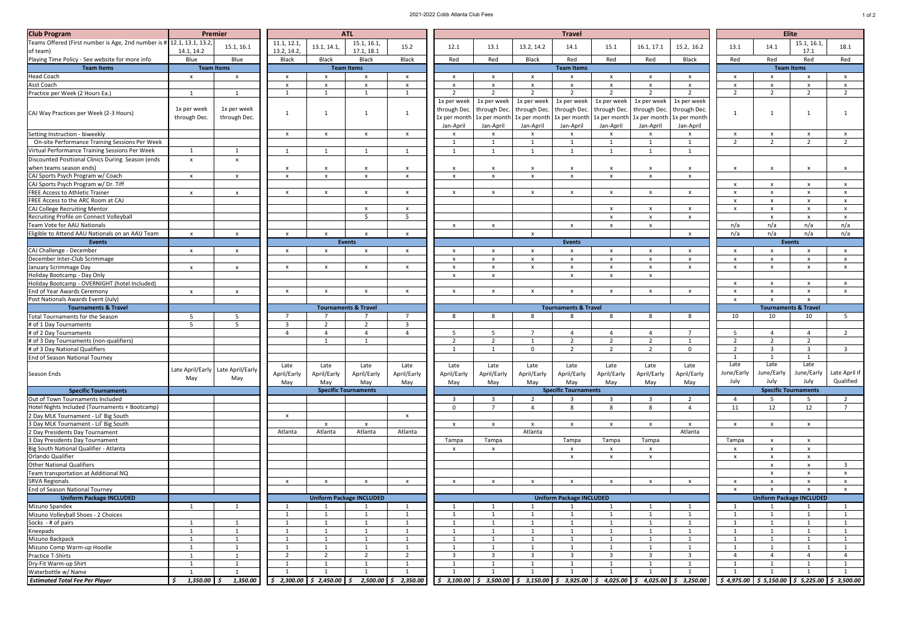| Club Program | Premier | | ATL | | | | Travel | | | | | | | Elite | | | |
|---|---|---|---|---|---|---|---|---|---|---|---|---|---|---|---|---|---|
| Teams Offered (First number is Age, 2nd number is # of team) | 12.1, 13.1, 13.2, 14.1, 14.2 | 15.1, 16.1 | 11.1, 12.1, 13.2, 14.2, | 13.1, 14.1, | 15.1, 16.1, 17.1, 18.1 | 15.2 | 12.1 | 13.1 | 13.2, 14.2 | 14.1 | 15.1 | 16.1, 17.1 | 15.2, 16.2 | 13.1 | 14.1 | 15.1, 16.1, 17.1 | 18.1 |
| Playing Time Policy - See website for more info | Blue | Blue | Black | Black | Black | Black | Red | Red | Black | Red | Red | Red | Black | Red | Red | Red | Red |
| **Team Items** | **Team Items** | | **Team Items** | | | | **Team Items** | | | | | | | **Team Items** | | | |
| Head Coach | x | x | x | x | x | x | x | x | x | x | x | x | x | x | x | x | x |
| Asst Coach | | | x | x | x | x | x | x | x | x | x | x | x | x | x | x | x |
| Practice per Week (2 Hours Ea.) | 1 | 1 | 1 | 1 | 1 | 1 | 2 | 2 | 2 | 2 | 2 | 2 | 2 | 2 | 2 | 2 | 2 |
| CAJ Way Practices per Week (2-3 Hours) | 1x per week through Dec. | 1x per week through Dec. | 1 | 1 | 1 | 1 | 1x per week through Dec. 1x per month Jan-April | 1x per week through Dec. 1x per month Jan-April | 1x per week through Dec. 1x per month Jan-April | 1x per week through Dec. 1x per month Jan-April | 1x per week through Dec. 1x per month Jan-April | 1x per week through Dec. 1x per month Jan-April | 1x per week through Dec. 1x per month Jan-April | 1 | 1 | 1 | 1 |
| Setting Instruction - biweekly | | | x | x | x | x | x | x | x | x | x | x | x | x | x | x | x |
| On-site Performance Training Sessions Per Week | | | | | | | 1 | 1 | 1 | 1 | 1 | 1 | 1 | 2 | 2 | 2 | 2 |
| Virtual Performance Training Sessions Per Week | 1 | 1 | 1 | 1 | 1 | 1 | 1 | 1 | 1 | 1 | 1 | 1 | 1 | | | | |
| Discounted Positional Clinics During Season (ends when teams season ends) | x | x | x | x | x | x | x | x | x | x | x | x | x | x | x | x | x |
| CAJ Sports Psych Program w/ Coach | x | x | x | x | x | x | x | x | x | x | x | x | x | | | | |
| CAJ Sports Psych Program w/ Dr. Tiff | | | | | | | | | | | | | | x | x | x | x |
| FREE Access to Athletic Trainer | x | x | x | x | x | x | x | x | x | x | x | x | x | x | x | x | x |
| FREE Access to the ARC Room at CAJ | | | | | | | | | | | | | | x | x | x | x |
| CAJ College Recruiting Mentor | | | | | x | x | | | | | x | x | x | x | x | x | x |
| Recruiting Profile on Connect Volleyball | | | | | $ | $ | | | | | x | x | x | | x | x | x |
| Team Vote for AAU Nationals | | | | | | | x | x | | x | x | x | | n/a | n/a | n/a | n/a |
| Eligible to Attend AAU Nationals on an AAU Team | x | x | x | x | x | x | | | x | | | | x | n/a | n/a | n/a | n/a |
| **Events** | | | **Events** | | | | **Events** | | | | | | | **Events** | | | |
| CAJ Challenge - December | x | x | x | x | x | x | x | x | x | x | x | x | x | x | x | x | x |
| December Inter-Club Scrimmage | | | | | | | x | x | x | x | x | x | x | x | x | x | x |
| January Scrimmage Day | x | x | x | x | x | x | x | x | x | x | x | x | x | x | x | x | x |
| Holiday Bootcamp - Day Only | | | | | | | x | x | | x | x | x | | | | | |
| Holiday Bootcamp - OVERNIGHT (hotel Included) | | | | | | | | | | | | | | x | x | x | x |
| End of Year Awards Ceremony | x | x | x | x | x | x | x | x | x | x | x | x | x | x | x | x | x |
| Post Nationals Awards Event (July) | | | | | | | | | | | | | | x | x | x | |
| **Tournaments & Travel** | | | **Tournaments & Travel** | | | | **Tournaments & Travel** | | | | | | | **Tournaments & Travel** | | | |
| Total Tournaments for the Season | 5 | 5 | 7 | 7 | 7 | 7 | 8 | 8 | 8 | 8 | 8 | 8 | 8 | 10 | 10 | 10 | 5 |
| # of 1 Day Tournaments | 5 | 5 | 3 | 2 | 2 | 3 | | | | | | | | | | | |
| # of 2 Day Tournaments | | | 4 | 4 | 4 | 4 | 5 | 5 | 7 | 4 | 4 | 4 | 7 | 5 | 4 | 4 | 2 |
| # of 3 Day Tournaments (non-qualifiers) | | | | 1 | 1 | | 2 | 2 | 1 | 2 | 2 | 2 | 1 | 2 | 2 | 2 | |
| # of 3 Day National Qualifiers | | | | | | | 1 | 1 | 0 | 2 | 2 | 2 | 0 | 2 | 3 | 3 | 3 |
| End of Season National Tourney | | | | | | | | | | | | | | 1 | 1 | 1 | |
| Season Ends | Late April/Early May | Late April/Early May | Late April/Early May | Late April/Early May | Late April/Early May | Late April/Early May | Late April/Early May | Late April/Early May | Late April/Early May | Late April/Early May | Late April/Early May | Late April/Early May | Late April/Early May | Late June/Early July | Late June/Early July | Late June/Early July | Late April if Qualified |
| **Specific Tournaments** | | | **Specific Tournaments** | | | | **Specific Tournaments** | | | | | | | **Specific Tournaments** | | | |
| Out of Town Tournaments Included | | | | | | | 3 | 3 | 2 | 3 | 3 | 3 | 2 | 4 | 5 | 5 | 2 |
| Hotel Nights Included (Tournaments + Bootcamp) | | | | | | | 0 | 7 | 4 | 8 | 8 | 8 | 4 | 11 | 12 | 12 | 7 |
| 2 Day MLK Tournament - Lil' Big South | | | x | | | x | | | | | | | | | | | |
| 3 Day MLK Tournament - Lil' Big South | | | | x | x | | x | x | x | x | x | x | x | x | x | x | |
| 2 Day Presidents Day Tournament | | | Atlanta | Atlanta | Atlanta | Atlanta | | | Atlanta | | | | Atlanta | | | | |
| 3 Day Presidents Day Tournament | | | | | | | Tampa | Tampa | | Tampa | Tampa | Tampa | | Tampa | x | x | |
| Big South National Qualifier - Atlanta | | | | | | | x | x | | x | x | x | | x | x | x | |
| Orlando Qualifier | | | | | | | | | | x | x | x | | x | x | x | |
| Other National Qualifiers | | | | | | | | | | | | | | | x | x | 3 |
| Team transportation at Additional NQ | | | | | | | | | | | | | | | x | x | x |
| SRVA Regionals | | | x | x | x | x | x | x | x | x | x | x | x | x | x | x | x |
| End of Season National Tourney | | | | | | | | | | | | | | x | x | x | x |
| **Uniform Package INCLUDED** | | | **Uniform Package INCLUDED** | | | | **Uniform Package INCLUDED** | | | | | | | **Uniform Package INCLUDED** | | | |
| Mizuno Spandex | 1 | 1 | 1 | 1 | 1 | 1 | 1 | 1 | 1 | 1 | 1 | 1 | 1 | 1 | 1 | 1 | 1 |
| Mizuno Volleyball Shoes - 2 Choices | | | 1 | 1 | 1 | 1 | 1 | 1 | 1 | 1 | 1 | 1 | 1 | 1 | 1 | 1 | 1 |
| Socks - # of pairs | 1 | 1 | 1 | 1 | 1 | 1 | 1 | 1 | 1 | 1 | 1 | 1 | 1 | 1 | 1 | 1 | 1 |
| Kneepads | 1 | 1 | 1 | 1 | 1 | 1 | 1 | 1 | 1 | 1 | 1 | 1 | 1 | 1 | 1 | 1 | 1 |
| Mizuno Backpack | 1 | 1 | 1 | 1 | 1 | 1 | 1 | 1 | 1 | 1 | 1 | 1 | 1 | 1 | 1 | 1 | 1 |
| Mizuno Comp Warm-up Hoodie | 1 | 1 | 1 | 1 | 1 | 1 | 1 | 1 | 1 | 1 | 1 | 1 | 1 | 1 | 1 | 1 | 1 |
| Practice T-Shirts | 1 | 1 | 2 | 2 | 2 | 2 | 3 | 3 | 3 | 3 | 3 | 3 | 3 | 4 | 4 | 4 | 4 |
| Dry-Fit Warm-up Shirt | 1 | 1 | 1 | 1 | 1 | 1 | 1 | 1 | 1 | 1 | 1 | 1 | 1 | 1 | 1 | 1 | 1 |
| Waterbottle w/ Name | 1 | 1 | 1 | 1 | 1 | 1 | 1 | 1 | 1 | 1 | 1 | 1 | 1 | 1 | 1 | 1 | 1 |
| ***Estimated Total Fee Per Player*** | $ 1,350.00 | $ 1,350.00 | $ 2,300.00 | $ 2,450.00 | $ 2,500.00 | $ 2,350.00 | $ 3,100.00 | $ 3,500.00 | $ 3,150.00 | $ 3,925.00 | $ 4,025.00 | $ 4,025.00 | $ 3,250.00 | $ 4,975.00 | $ 5,150.00 | $ 5,225.00 | $ 3,500.00 |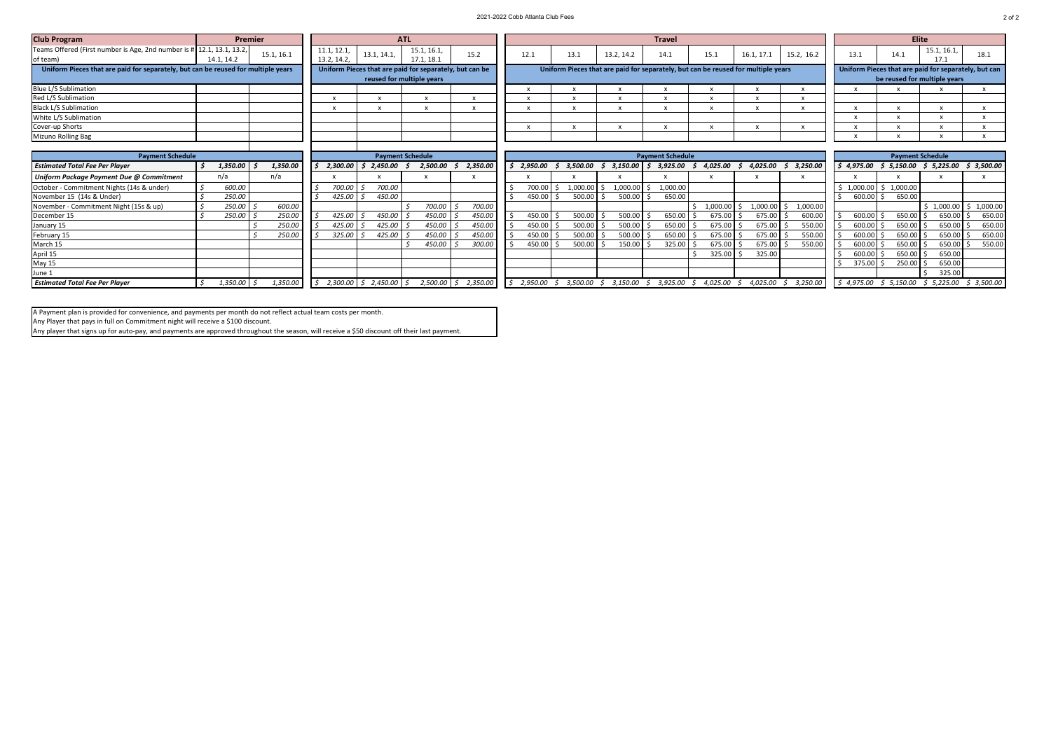| Club Program | Premier | | ATL | | | | Travel | | | | | | | Elite | | | |
|---|---|---|---|---|---|---|---|---|---|---|---|---|---|---|---|---|---|
| Teams Offered (First number is Age, 2nd number is # of team) | 12.1, 13.1, 13.2, 14.1, 14.2 | 15.1, 16.1 | 11.1, 12.1, 13.2, 14.2, | 13.1, 14.1, | 15.1, 16.1, 17.1, 18.1 | 15.2 | 12.1 | 13.1 | 13.2, 14.2 | 14.1 | 15.1 | 16.1, 17.1 | 15.2, 16.2 | 13.1 | 14.1 | 15.1, 16.1, 17.1 | 18.1 |
| Uniform Pieces that are paid for separately, but can be reused for multiple years | | | Uniform Pieces that are paid for separately, but can be reused for multiple years | | | | Uniform Pieces that are paid for separately, but can be reused for multiple years | | | | | | | Uniform Pieces that are paid for separately, but can be reused for multiple years | | | |
| Blue L/S Sublimation | | | | | | | x | x | x | x | x | x | x | x | x | x | x |
| Red L/S Sublimation | | | x | x | x | x | x | x | x | x | x | x | x | | | | |
| Black L/S Sublimation | | | x | x | x | x | x | x | x | x | x | x | x | x | x | x | x |
| White L/S Sublimation | | | | | | | | | | | | | | x | x | x | x |
| Cover-up Shorts | | | | | | | x | x | x | x | x | x | x | x | x | x | x |
| Mizuno Rolling Bag | | | | | | | | | | | | | | x | x | x | x |
| **Payment Schedule** | | | **Payment Schedule** | | | | **Payment Schedule** | | | | | | | **Payment Schedule** | | | |
| ***Estimated Total Fee Per Player*** | *$ 1,350.00* | *$ 1,350.00* | *$ 2,300.00* | *$ 2,450.00* | *$ 2,500.00* | *$ 2,350.00* | *$ 2,950.00* | *$ 3,500.00* | *$ 3,150.00* | *$ 3,925.00* | *$ 4,025.00* | *$ 4,025.00* | *$ 3,250.00* | *$ 4,975.00* | *$ 5,150.00* | *$ 5,225.00* | *$ 3,500.00* |
| ***Uniform Package Payment Due @ Commitment*** | n/a | n/a | x | x | x | x | x | x | x | x | x | x | x | x | x | x | x |
| October - Commitment Nights (14s & under) | $ 600.00 | | $ 700.00 | $ 700.00 | | | $ 700.00 | $ 1,000.00 | $ 1,000.00 | $ 1,000.00 | | | | $ 1,000.00 | $ 1,000.00 | | |
| November 15 (14s & Under) | $ 250.00 | | $ 425.00 | $ 450.00 | | | $ 450.00 | $ 500.00 | $ 500.00 | $ 650.00 | | | | $ 600.00 | $ 650.00 | | |
| November - Commitment Night (15s & up) | $ 250.00 | $ 600.00 | | | $ 700.00 | $ 700.00 | | | | | $ 1,000.00 | $ 1,000.00 | $ 1,000.00 | | | $ 1,000.00 | $ 1,000.00 |
| December 15 | $ 250.00 | $ 250.00 | $ 425.00 | $ 450.00 | $ 450.00 | $ 450.00 | $ 450.00 | $ 500.00 | $ 500.00 | $ 650.00 | $ 675.00 | $ 675.00 | $ 600.00 | $ 600.00 | $ 650.00 | $ 650.00 | $ 650.00 |
| January 15 | | $ 250.00 | $ 425.00 | $ 425.00 | $ 450.00 | $ 450.00 | $ 450.00 | $ 500.00 | $ 500.00 | $ 650.00 | $ 675.00 | $ 675.00 | $ 550.00 | $ 600.00 | $ 650.00 | $ 650.00 | $ 650.00 |
| February 15 | | $ 250.00 | $ 325.00 | $ 425.00 | $ 450.00 | $ 450.00 | $ 450.00 | $ 500.00 | $ 500.00 | $ 650.00 | $ 675.00 | $ 675.00 | $ 550.00 | $ 600.00 | $ 650.00 | $ 650.00 | $ 650.00 |
| March 15 | | | | | $ 450.00 | $ 300.00 | $ 450.00 | $ 500.00 | $ 150.00 | $ 325.00 | $ 675.00 | $ 675.00 | $ 550.00 | $ 600.00 | $ 650.00 | $ 650.00 | $ 550.00 |
| April 15 | | | | | | | | | | | $ 325.00 | $ 325.00 | | $ 600.00 | $ 650.00 | $ 650.00 | |
| May 15 | | | | | | | | | | | | | | $ 375.00 | $ 250.00 | $ 650.00 | |
| June 1 | | | | | | | | | | | | | | | | $ 325.00 | |
| ***Estimated Total Fee Per Player*** | *$ 1,350.00* | *$ 1,350.00* | *$ 2,300.00* | *$ 2,450.00* | *$ 2,500.00* | *$ 2,350.00* | *$ 2,950.00* | *$ 3,500.00* | *$ 3,150.00* | *$ 3,925.00* | *$ 4,025.00* | *$ 4,025.00* | *$ 3,250.00* | *$ 4,975.00* | *$ 5,150.00* | *$ 5,225.00* | *$ 3,500.00* |

A Payment plan is provided for convenience, and payments per month do not reflect actual team costs per month.
Any Player that pays in full on Commitment night will receive a $100 discount.
Any player that signs up for auto-pay, and payments are approved throughout the season, will receive a $50 discount off their last payment.